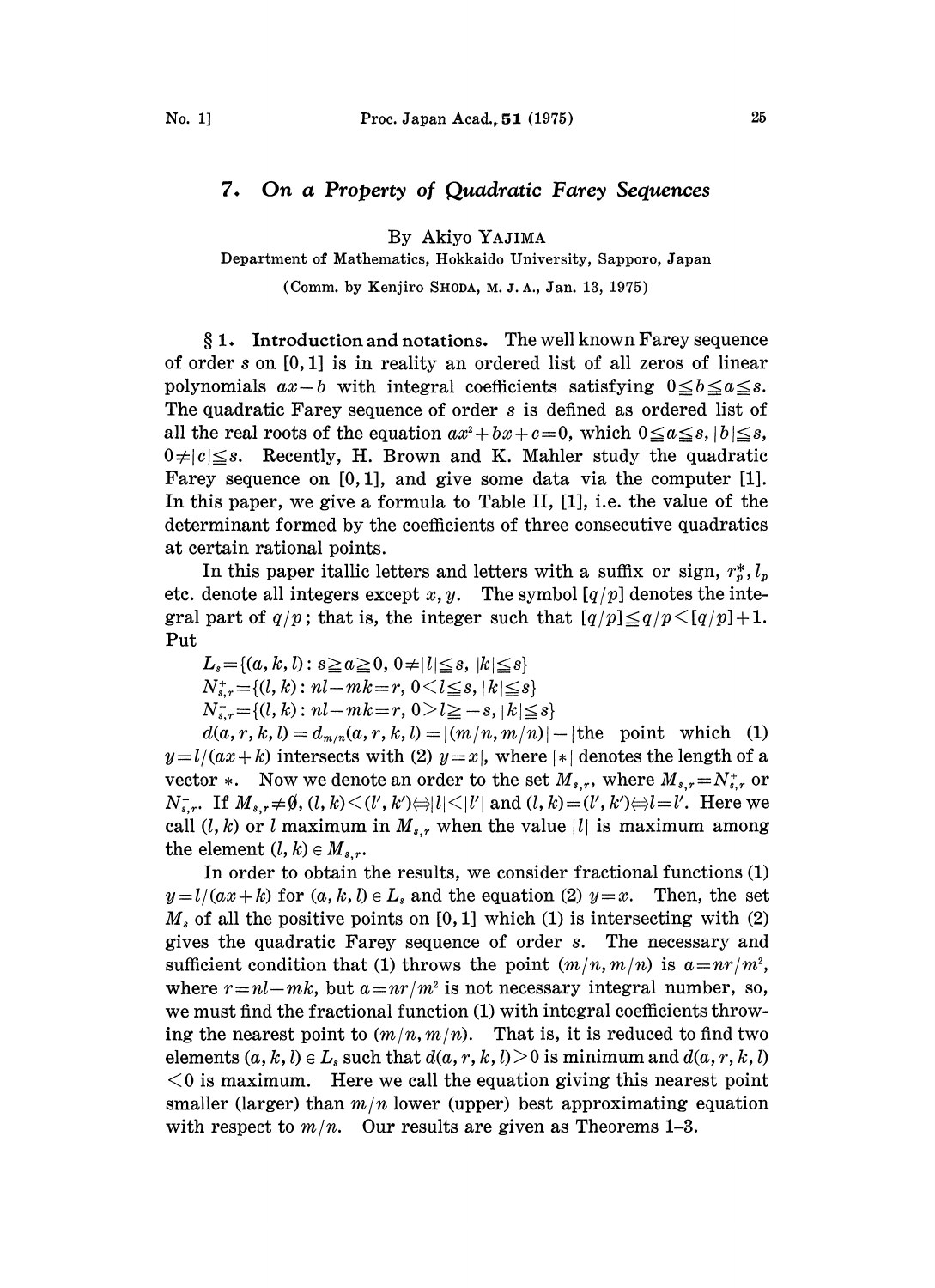# 7. On a Property of Quadratic Farey Sequences

By Akiyo YAJIMA

Department of Mathematics, Hokkaido University, Sapporo, Japan

(Comm. by Kenjiro SHODA, M. J. A., Jan. 13, 1975)

**§ 1. Introduction and notations.** The well known Farey sequence of order $s$ on $[0, 1]$ is in reality an ordered list of all zeros of linear polynomials $ax-b$ with integral coefficients satisfying $0 \leqq b \leqq a \leqq s$. The quadratic Farey sequence of order $s$ is defined as ordered list of all the real roots of the equation $ax^2+bx+c=0$, which $0 \leqq a \leqq s$, $|b| \leqq s$, $0 \neq |c| \leqq s$. Recently, H. Brown and K. Mahler study the quadratic Farey sequence on $[0, 1]$, and give some data via the computer [1]. In this paper, we give a formula to Table II, [1], i.e. the value of the determinant formed by the coefficients of three consecutive quadratics at certain rational points.

In this paper itallic letters and letters with a suffix or sign, $r_p^*$, $l_p$ etc. denote all integers except $x, y$. The symbol $[q/p]$ denotes the integral part of $q/p$; that is, the integer such that $[q/p] \leqq q/p < [q/p]+1$. Put

$L_s = \{(a, k, l) : s \geqq a \geqq 0,\ 0 \neq |l| \leqq s,\ |k| \leqq s\}$

$N_{s,r}^+ = \{(l, k) : nl - mk = r,\ 0 < l \leqq s,\ |k| \leqq s\}$

$N_{s,r}^- = \{(l, k) : nl - mk = r,\ 0 > l \geqq -s,\ |k| \leqq s\}$

$d(a, r, k, l) = d_{m/n}(a, r, k, l) = |(m/n, m/n)| - |$the point which (1) $y = l/(ax+k)$ intersects with (2) $y = x|$, where $|*|$ denotes the length of a vector $*$. Now we denote an order to the set $M_{s,r}$, where $M_{s,r} = N_{s,r}^+$ or $N_{s,r}^-$. If $M_{s,r} \neq \emptyset$, $(l, k) < (l', k') \Leftrightarrow |l| < |l'|$ and $(l, k) = (l', k') \Leftrightarrow l = l'$. Here we call $(l, k)$ or $l$ maximum in $M_{s,r}$ when the value $|l|$ is maximum among the element $(l, k) \in M_{s,r}$.

In order to obtain the results, we consider fractional functions (1) $y = l/(ax+k)$ for $(a, k, l) \in L_s$ and the equation (2) $y = x$. Then, the set $M_s$ of all the positive points on $[0, 1]$ which (1) is intersecting with (2) gives the quadratic Farey sequence of order $s$. The necessary and sufficient condition that (1) throws the point $(m/n, m/n)$ is $a = nr/m^2$, where $r = nl - mk$, but $a = nr/m^2$ is not necessary integral number, so, we must find the fractional function (1) with integral coefficients throwing the nearest point to $(m/n, m/n)$. That is, it is reduced to find two elements $(a, k, l) \in L_s$ such that $d(a, r, k, l) > 0$ is minimum and $d(a, r, k, l) < 0$ is maximum. Here we call the equation giving this nearest point smaller (larger) than $m/n$ lower (upper) best approximating equation with respect to $m/n$. Our results are given as Theorems 1–3.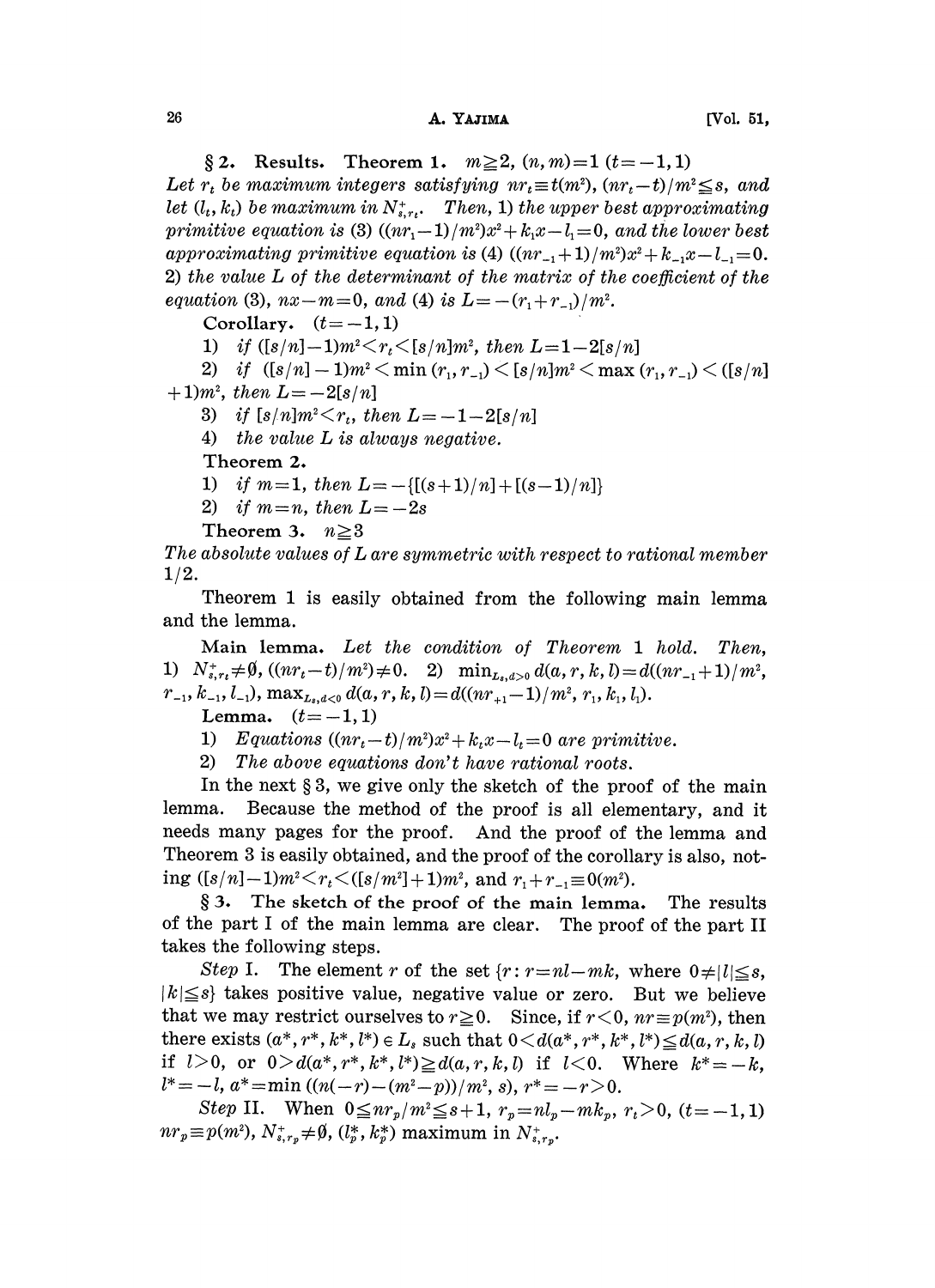## § 2. Results.

**Theorem 1.** $m \geqq 2$, $(n, m)=1$ $(t=-1, 1)$

*Let $r_t$ be maximum integers satisfying $nr_t \equiv t(m^2)$, $(nr_t - t)/m^2 \leqq s$, and let $(l_t, k_t)$ be maximum in $N^+_{s,r_t}$. Then,* 1) *the upper best approximating primitive equation is* (3) $((nr_1-1)/m^2)x^2+k_1x-l_1=0$, *and the lower best approximating primitive equation is* (4) $((nr_{-1}+1)/m^2)x^2+k_{-1}x-l_{-1}=0$. 2) *the value $L$ of the determinant of the matrix of the coefficient of the equation* (3), $nx-m=0$, *and* (4) *is* $L=-(r_1+r_{-1})/m^2$.

**Corollary.** $(t=-1, 1)$

1) *if* $([s/n]-1)m^2 < r_t < [s/n]m^2$, *then* $L=1-2[s/n]$

2) *if* $([s/n]-1)m^2 < \min(r_1, r_{-1}) < [s/n]m^2 < \max(r_1, r_{-1}) < ([s/n]+1)m^2$, *then* $L=-2[s/n]$

3) *if* $[s/n]m^2 < r_t$, *then* $L=-1-2[s/n]$

4) *the value $L$ is always negative.*

**Theorem 2.**

1) *if* $m=1$, *then* $L=-\{[(s+1)/n]+[(s-1)/n]\}$

2) *if* $m=n$, *then* $L=-2s$

**Theorem 3.** $n \geqq 3$

*The absolute values of $L$ are symmetric with respect to rational member* $1/2$.

Theorem 1 is easily obtained from the following main lemma and the lemma.

**Main lemma.** *Let the condition of Theorem 1 hold. Then,* 1) $N^+_{s,r_t} \neq \emptyset$, $((nr_t-t)/m^2) \neq 0$. 2) $\min_{L_s, d>0} d(a, r, k, l)=d((nr_{-1}+1)/m^2, r_{-1}, k_{-1}, l_{-1})$, $\max_{L_s, d<0} d(a, r, k, l)=d((nr_{+1}-1)/m^2, r_1, k_1, l_1)$.

**Lemma.** $(t=-1, 1)$

1) *Equations* $((nr_t-t)/m^2)x^2+k_tx-l_t=0$ *are primitive.*

2) *The above equations don't have rational roots.*

In the next § 3, we give only the sketch of the proof of the main lemma. Because the method of the proof is all elementary, and it needs many pages for the proof. And the proof of the lemma and Theorem 3 is easily obtained, and the proof of the corollary is also, noting $([s/n]-1)m^2 < r_t < ([s/m^2]+1)m^2$, and $r_1+r_{-1} \equiv 0(m^2)$.

## § 3. The sketch of the proof of the main lemma.

The results of the part I of the main lemma are clear. The proof of the part II takes the following steps.

*Step* I. The element $r$ of the set $\{r: r=nl-mk$, where $0 \neq |l| \leqq s$, $|k| \leqq s\}$ takes positive value, negative value or zero. But we believe that we may restrict ourselves to $r \geqq 0$. Since, if $r<0$, $nr \equiv p(m^2)$, then there exists $(a^*, r^*, k^*, l^*) \in L_s$ such that $0 < d(a^*, r^*, k^*, l^*) \leqq d(a, r, k, l)$ if $l>0$, or $0 > d(a^*, r^*, k^*, l^*) \geqq d(a, r, k, l)$ if $l<0$. Where $k^*=-k$, $l^*=-l$, $a^*=\min((n(-r)-(m^2-p))/m^2, s)$, $r^*=-r>0$.

*Step* II. When $0 \leqq nr_p/m^2 \leqq s+1$, $r_p=nl_p-mk_p$, $r_t>0$, $(t=-1, 1)$ $nr_p \equiv p(m^2)$, $N^+_{s,r_p} \neq \emptyset$, $(l^*_p, k^*_p)$ maximum in $N^+_{s,r_p}$.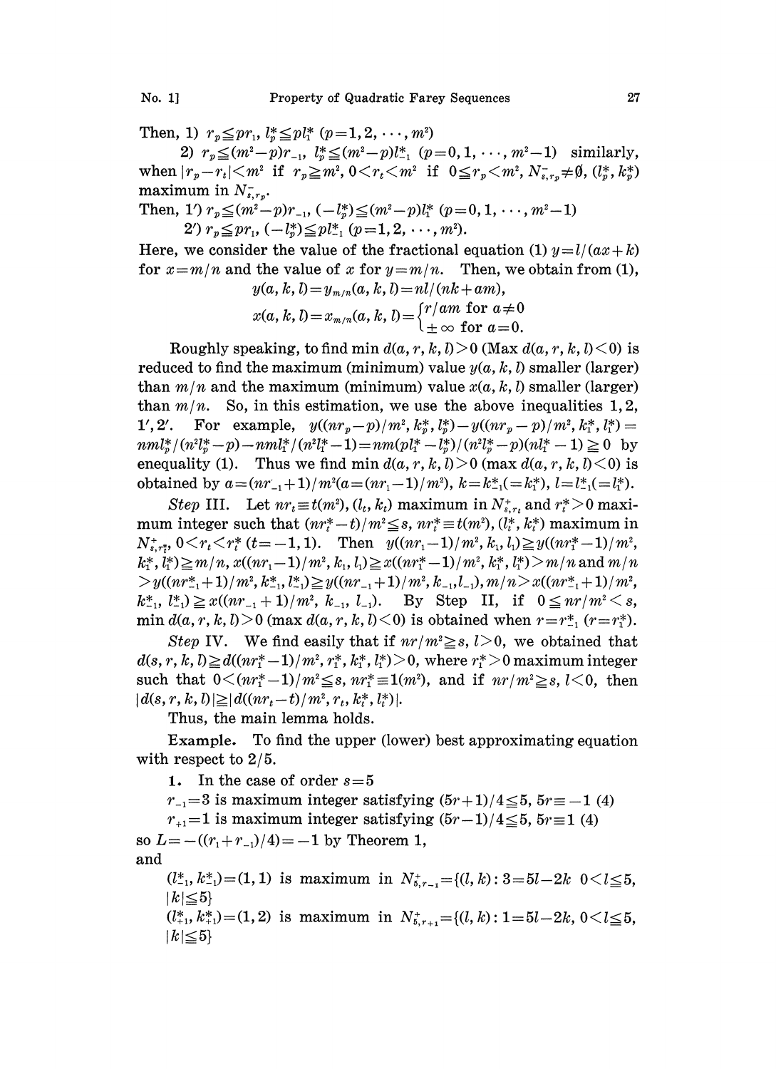Then, 1) $r_p \leqq pr_1$, $l_p^* \leqq pl_1^*$ $(p=1, 2, \cdots, m^2)$

2) $r_p \leqq (m^2-p)r_{-1}$, $l_p^* \leqq (m^2-p)l_{-1}^*$ $(p=0, 1, \cdots, m^2-1)$ similarly, when $|r_p - r_t| < m^2$ if $r_p \geqq m^2$, $0 < r_t < m^2$ if $0 \leqq r_p < m^2$, $N_{s,r_p}^- \neq \emptyset$, $(l_p^*, k_p^*)$ maximum in $N_{s,r_p}^-$.

Then, 1′) $r_p \leqq (m^2-p)r_{-1}$, $(-l_p^*) \leqq (m^2-p)l_1^*$ $(p=0, 1, \cdots, m^2-1)$

2′) $r_p \leqq pr_1$, $(-l_p^*) \leqq pl_{-1}^*$ $(p=1, 2, \cdots, m^2)$.

Here, we consider the value of the fractional equation (1) $y = l/(ax+k)$ for $x = m/n$ and the value of $x$ for $y = m/n$. Then, we obtain from (1),

$$y(a, k, l) = y_{m/n}(a, k, l) = nl/(nk+am),$$

$$x(a, k, l) = x_{m/n}(a, k, l) = \begin{cases} r/am \text{ for } a \neq 0 \\ \pm\infty \text{ for } a = 0. \end{cases}$$

Roughly speaking, to find $\min d(a, r, k, l) > 0$ ($\mathrm{Max}\, d(a, r, k, l) < 0$) is reduced to find the maximum (minimum) value $y(a, k, l)$ smaller (larger) than $m/n$ and the maximum (minimum) value $x(a, k, l)$ smaller (larger) than $m/n$. So, in this estimation, we use the above inequalities 1, 2, 1′, 2′. For example, $y((nr_p - p)/m^2, k_p^*, l_p^*) - y((nr_p - p)/m^2, k_1^*, l_1^*) = nml_p^*/(n^2l_p^* - p) - nml_1^*/(n^2l_1^* - 1) = nm(pl_1^* - l_p^*)/(n^2l_p^* - p)(nl_1^* - 1) \geqq 0$ by enequality (1). Thus we find min $d(a, r, k, l) > 0$ (max $d(a, r, k, l) < 0$) is obtained by $a = (nr_{-1}+1)/m^2 (a = (nr_1 - 1)/m^2)$, $k = k_{-1}^* (= k_1^*)$, $l = l_{-1}^* (= l_1^*)$.

*Step* III. Let $nr_t \equiv t(m^2)$, $(l_t, k_t)$ maximum in $N_{s,r_t}^+$ and $r_t^* > 0$ maximum integer such that $(nr_t^* - t)/m^2 \leqq s$, $nr_t^* \equiv t(m^2)$, $(l_t^*, k_t^*)$ maximum in $N_{s,r_t^*}^+$, $0 < r_t < r_t^*$ $(t = -1, 1)$. Then $y((nr_1 - 1)/m^2, k_1, l_1) \geqq y((nr_1^* - 1)/m^2, k_1^*, l_1^*) \geqq m/n$, $x((nr_1 - 1)/m^2, k_1, l_1) \geqq x((nr_1^* - 1)/m^2, k_1^*, l_1^*) > m/n$ and $m/n > y((nr_{-1}^* + 1)/m^2, k_{-1}^*, l_{-1}^*) \geqq y((nr_{-1}+1)/m^2, k_{-1}, l_{-1})$, $m/n > x((nr_{-1}^* + 1)/m^2, k_{-1}^*, l_{-1}^*) \geqq x((nr_{-1} + 1)/m^2, k_{-1}, l_{-1})$. By Step II, if $0 \leqq nr/m^2 < s$, min $d(a, r, k, l) > 0$ (max $d(a, r, k, l) < 0$) is obtained when $r = r_{-1}^*$ $(r = r_1^*)$.

*Step* IV. We find easily that if $nr/m^2 \geqq s$, $l > 0$, we obtained that $d(s, r, k, l) \geqq d((nr_1^* - 1)/m^2, r_1^*, k_1^*, l_1^*) > 0$, where $r_1^* > 0$ maximum integer such that $0 < (nr_1^* - 1)/m^2 \leqq s$, $nr_1^* \equiv 1(m^2)$, and if $nr/m^2 \geqq s$, $l < 0$, then $|d(s, r, k, l)| \geqq |d((nr_t - t)/m^2, r_t, k_t^*, l_t^*)|$.

Thus, the main lemma holds.

**Example.** To find the upper (lower) best approximating equation with respect to $2/5$.

**1.** In the case of order $s = 5$

$r_{-1} = 3$ is maximum integer satisfying $(5r+1)/4 \leqq 5$, $5r \equiv -1$ $(4)$

$r_{+1} = 1$ is maximum integer satisfying $(5r-1)/4 \leqq 5$, $5r \equiv 1$ $(4)$

so $L = -((r_1 + r_{-1})/4) = -1$ by Theorem 1,

and

$(l_{-1}^*, k_{-1}^*) = (1, 1)$ is maximum in $N_{5,r_{-1}}^+ = \{(l, k) : 3 = 5l - 2k\ \ 0 < l \leqq 5, |k| \leqq 5\}$

$(l_{+1}^*, k_{+1}^*) = (1, 2)$ is maximum in $N_{5,r_{+1}}^+ = \{(l, k) : 1 = 5l - 2k, 0 < l \leqq 5, |k| \leqq 5\}$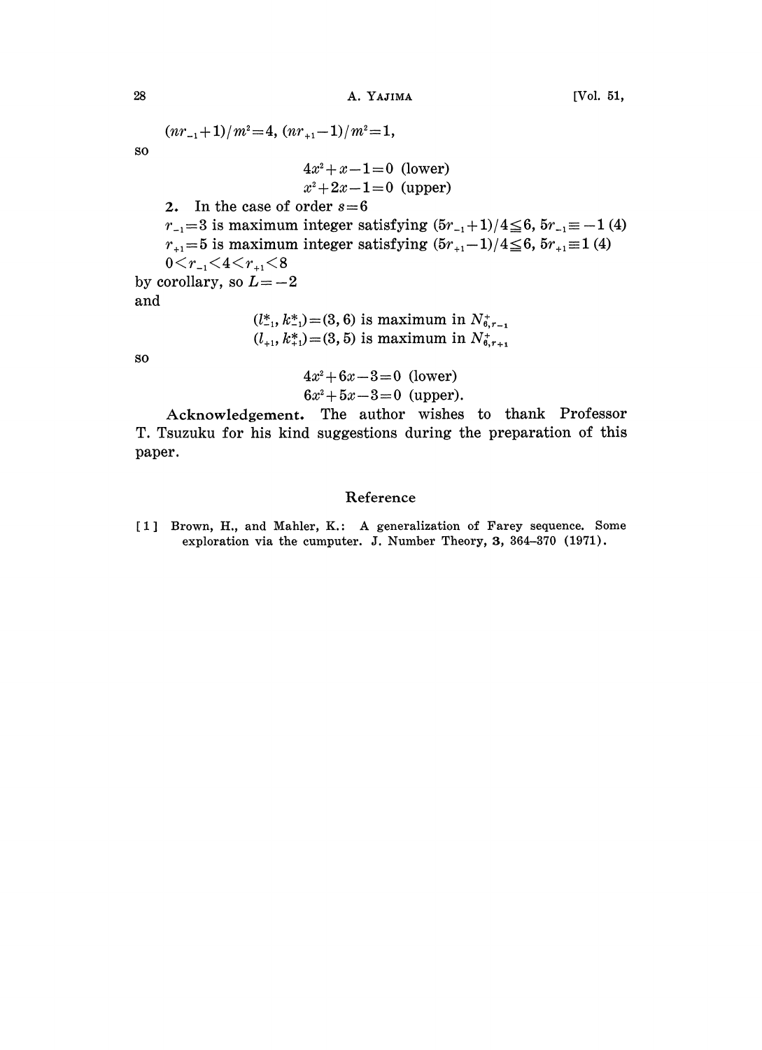$(nr_{-1}+1)/m^2=4$, $(nr_{+1}-1)/m^2=1$,

so

$$4x^2+x-1=0 \text{ (lower)}$$
$$x^2+2x-1=0 \text{ (upper)}$$

**2.** In the case of order $s=6$

$r_{-1}=3$ is maximum integer satisfying $(5r_{-1}+1)/4 \leqq 6$, $5r_{-1} \equiv -1$ (4)

$r_{+1}=5$ is maximum integer satisfying $(5r_{+1}-1)/4 \leqq 6$, $5r_{+1} \equiv 1$ (4)

$0<r_{-1}<4<r_{+1}<8$

by corollary, so $L=-2$

and

$$(l^*_{-1}, k^*_{-1})=(3, 6) \text{ is maximum in } N^+_{6,r_{-1}}$$
$$(l_{+1}, k^*_{+1})=(3, 5) \text{ is maximum in } N^+_{6,r_{+1}}$$

so

$$4x^2+6x-3=0 \text{ (lower)}$$
$$6x^2+5x-3=0 \text{ (upper)}.$$

**Acknowledgement.** The author wishes to thank Professor T. Tsuzuku for his kind suggestions during the preparation of this paper.

## Reference

[1] Brown, H., and Mahler, K.: A generalization of Farey sequence. Some exploration via the cumputer. J. Number Theory, **3**, 364–370 (1971).